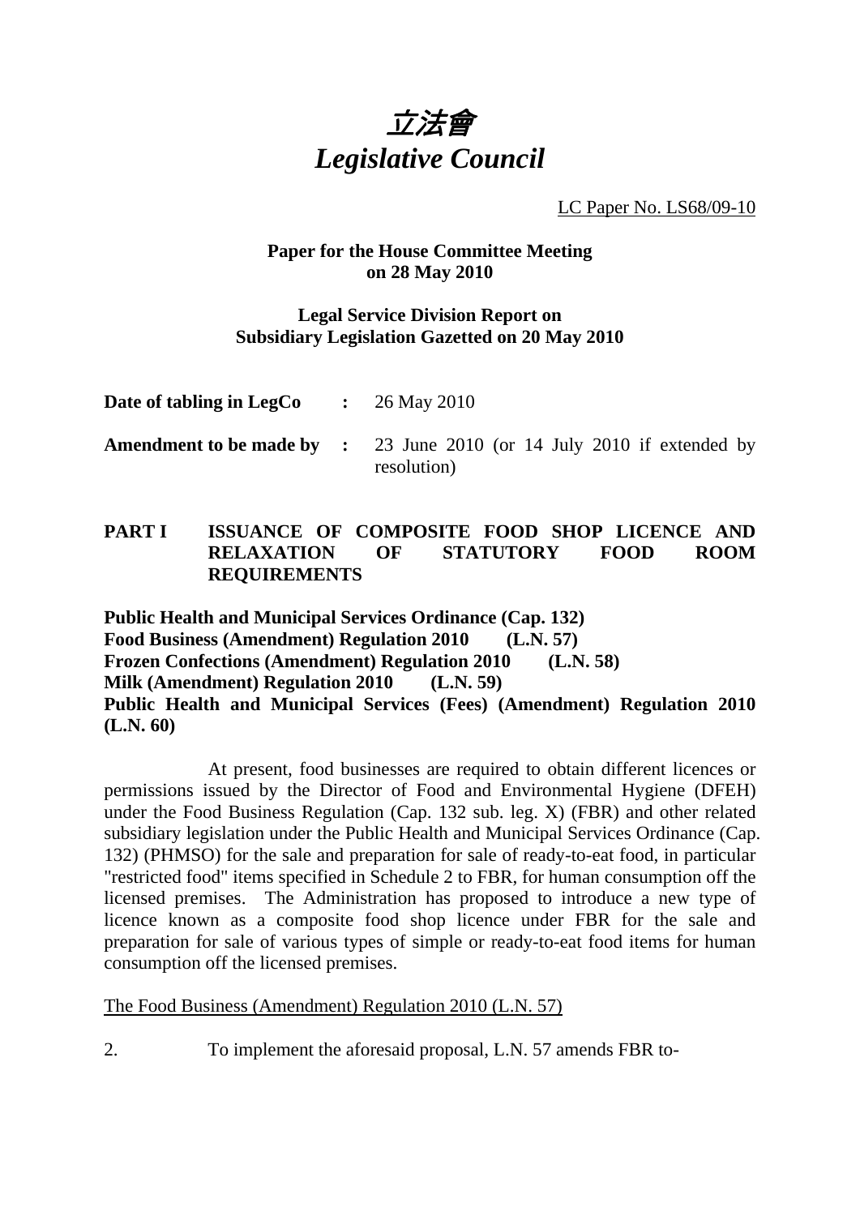# *立法會*
# *Legislative Council*

LC Paper No. LS68/09-10

**Paper for the House Committee Meeting on 28 May 2010**

**Legal Service Division Report on Subsidiary Legislation Gazetted on 20 May 2010**

| | | |
|---|---|---|
| **Date of tabling in LegCo** | **:** | 26 May 2010 |
| **Amendment to be made by** | **:** | 23 June 2010 (or 14 July 2010 if extended by resolution) |

## PART I ISSUANCE OF COMPOSITE FOOD SHOP LICENCE AND RELAXATION OF STATUTORY FOOD ROOM REQUIREMENTS

**Public Health and Municipal Services Ordinance (Cap. 132)**
**Food Business (Amendment) Regulation 2010 (L.N. 57)**
**Frozen Confections (Amendment) Regulation 2010 (L.N. 58)**
**Milk (Amendment) Regulation 2010 (L.N. 59)**
**Public Health and Municipal Services (Fees) (Amendment) Regulation 2010 (L.N. 60)**

At present, food businesses are required to obtain different licences or permissions issued by the Director of Food and Environmental Hygiene (DFEH) under the Food Business Regulation (Cap. 132 sub. leg. X) (FBR) and other related subsidiary legislation under the Public Health and Municipal Services Ordinance (Cap. 132) (PHMSO) for the sale and preparation for sale of ready-to-eat food, in particular "restricted food" items specified in Schedule 2 to FBR, for human consumption off the licensed premises. The Administration has proposed to introduce a new type of licence known as a composite food shop licence under FBR for the sale and preparation for sale of various types of simple or ready-to-eat food items for human consumption off the licensed premises.

The Food Business (Amendment) Regulation 2010 (L.N. 57)

2. To implement the aforesaid proposal, L.N. 57 amends FBR to-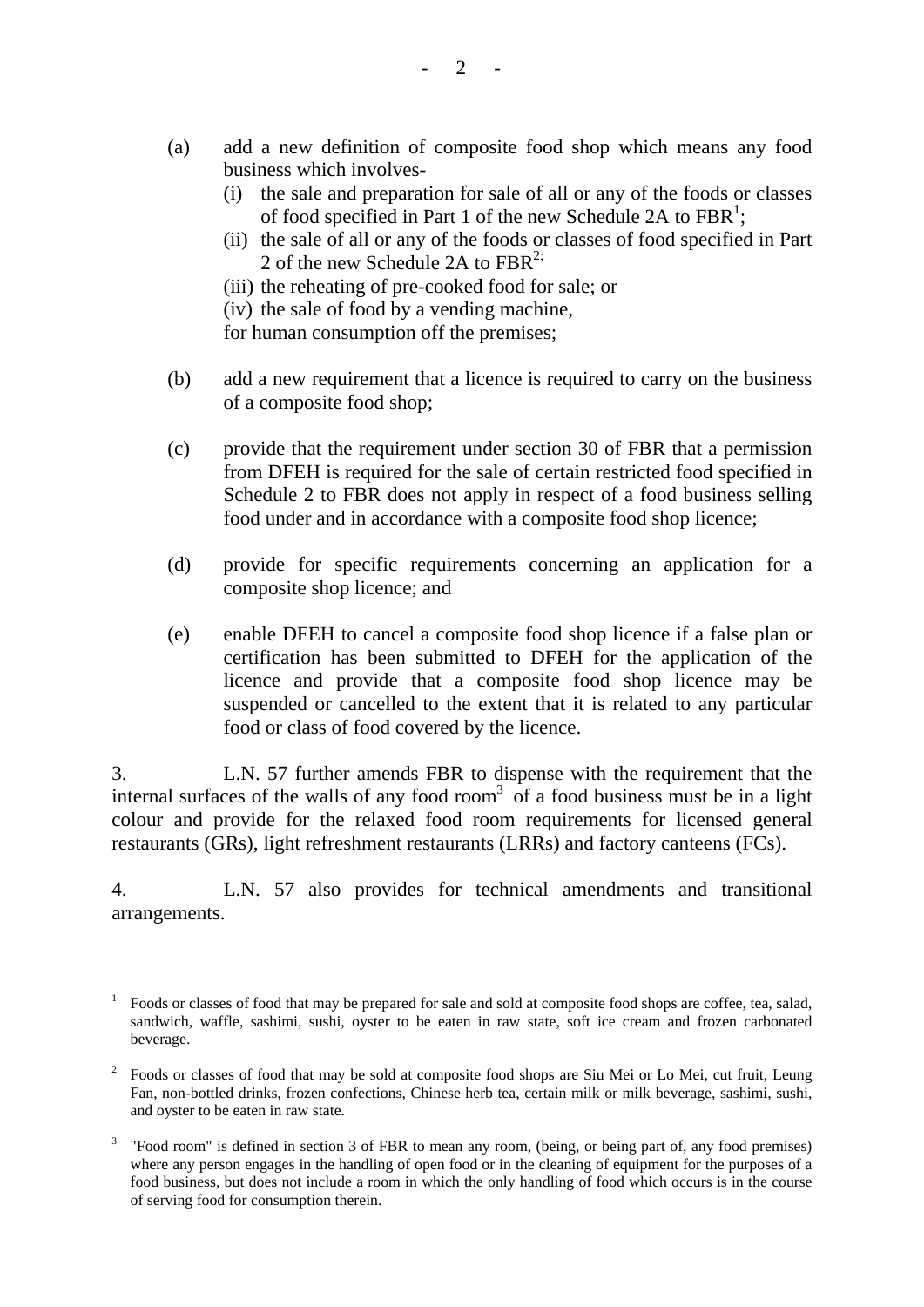(a) add a new definition of composite food shop which means any food business which involves-

   (i) the sale and preparation for sale of all or any of the foods or classes of food specified in Part 1 of the new Schedule 2A to FBR[1];

   (ii) the sale of all or any of the foods or classes of food specified in Part 2 of the new Schedule 2A to FBR[2];

   (iii) the reheating of pre-cooked food for sale; or

   (iv) the sale of food by a vending machine,

   for human consumption off the premises;

(b) add a new requirement that a licence is required to carry on the business of a composite food shop;

(c) provide that the requirement under section 30 of FBR that a permission from DFEH is required for the sale of certain restricted food specified in Schedule 2 to FBR does not apply in respect of a food business selling food under and in accordance with a composite food shop licence;

(d) provide for specific requirements concerning an application for a composite shop licence; and

(e) enable DFEH to cancel a composite food shop licence if a false plan or certification has been submitted to DFEH for the application of the licence and provide that a composite food shop licence may be suspended or cancelled to the extent that it is related to any particular food or class of food covered by the licence.

3. L.N. 57 further amends FBR to dispense with the requirement that the internal surfaces of the walls of any food room[3] of a food business must be in a light colour and provide for the relaxed food room requirements for licensed general restaurants (GRs), light refreshment restaurants (LRRs) and factory canteens (FCs).

4. L.N. 57 also provides for technical amendments and transitional arrangements.

---

[1] Foods or classes of food that may be prepared for sale and sold at composite food shops are coffee, tea, salad, sandwich, waffle, sashimi, sushi, oyster to be eaten in raw state, soft ice cream and frozen carbonated beverage.

[2] Foods or classes of food that may be sold at composite food shops are Siu Mei or Lo Mei, cut fruit, Leung Fan, non-bottled drinks, frozen confections, Chinese herb tea, certain milk or milk beverage, sashimi, sushi, and oyster to be eaten in raw state.

[3] "Food room" is defined in section 3 of FBR to mean any room, (being, or being part of, any food premises) where any person engages in the handling of open food or in the cleaning of equipment for the purposes of a food business, but does not include a room in which the only handling of food which occurs is in the course of serving food for consumption therein.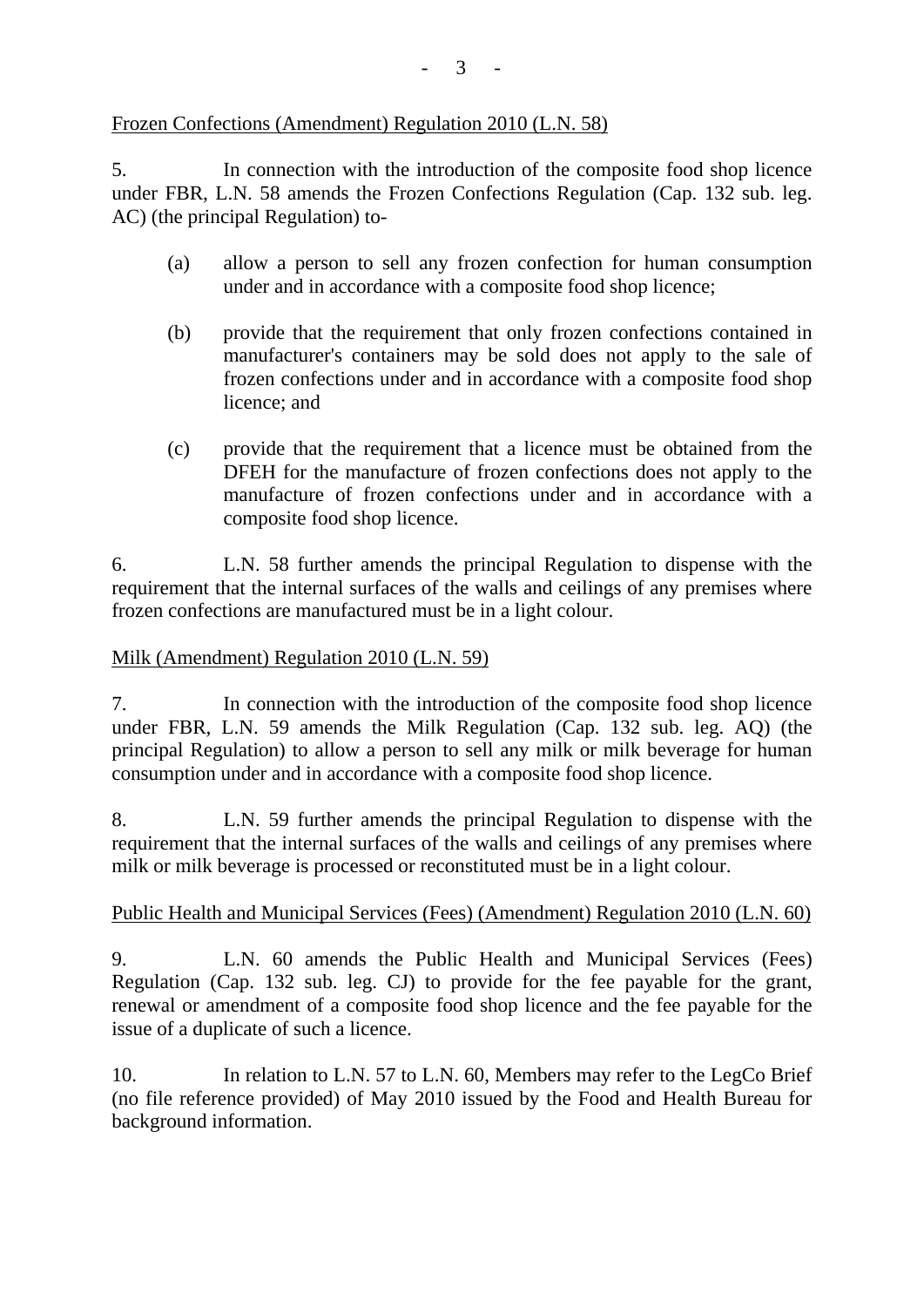<u>Frozen Confections (Amendment) Regulation 2010 (L.N. 58)</u>

5. In connection with the introduction of the composite food shop licence under FBR, L.N. 58 amends the Frozen Confections Regulation (Cap. 132 sub. leg. AC) (the principal Regulation) to-

(a) allow a person to sell any frozen confection for human consumption under and in accordance with a composite food shop licence;

(b) provide that the requirement that only frozen confections contained in manufacturer's containers may be sold does not apply to the sale of frozen confections under and in accordance with a composite food shop licence; and

(c) provide that the requirement that a licence must be obtained from the DFEH for the manufacture of frozen confections does not apply to the manufacture of frozen confections under and in accordance with a composite food shop licence.

6. L.N. 58 further amends the principal Regulation to dispense with the requirement that the internal surfaces of the walls and ceilings of any premises where frozen confections are manufactured must be in a light colour.

<u>Milk (Amendment) Regulation 2010 (L.N. 59)</u>

7. In connection with the introduction of the composite food shop licence under FBR, L.N. 59 amends the Milk Regulation (Cap. 132 sub. leg. AQ) (the principal Regulation) to allow a person to sell any milk or milk beverage for human consumption under and in accordance with a composite food shop licence.

8. L.N. 59 further amends the principal Regulation to dispense with the requirement that the internal surfaces of the walls and ceilings of any premises where milk or milk beverage is processed or reconstituted must be in a light colour.

<u>Public Health and Municipal Services (Fees) (Amendment) Regulation 2010 (L.N. 60)</u>

9. L.N. 60 amends the Public Health and Municipal Services (Fees) Regulation (Cap. 132 sub. leg. CJ) to provide for the fee payable for the grant, renewal or amendment of a composite food shop licence and the fee payable for the issue of a duplicate of such a licence.

10. In relation to L.N. 57 to L.N. 60, Members may refer to the LegCo Brief (no file reference provided) of May 2010 issued by the Food and Health Bureau for background information.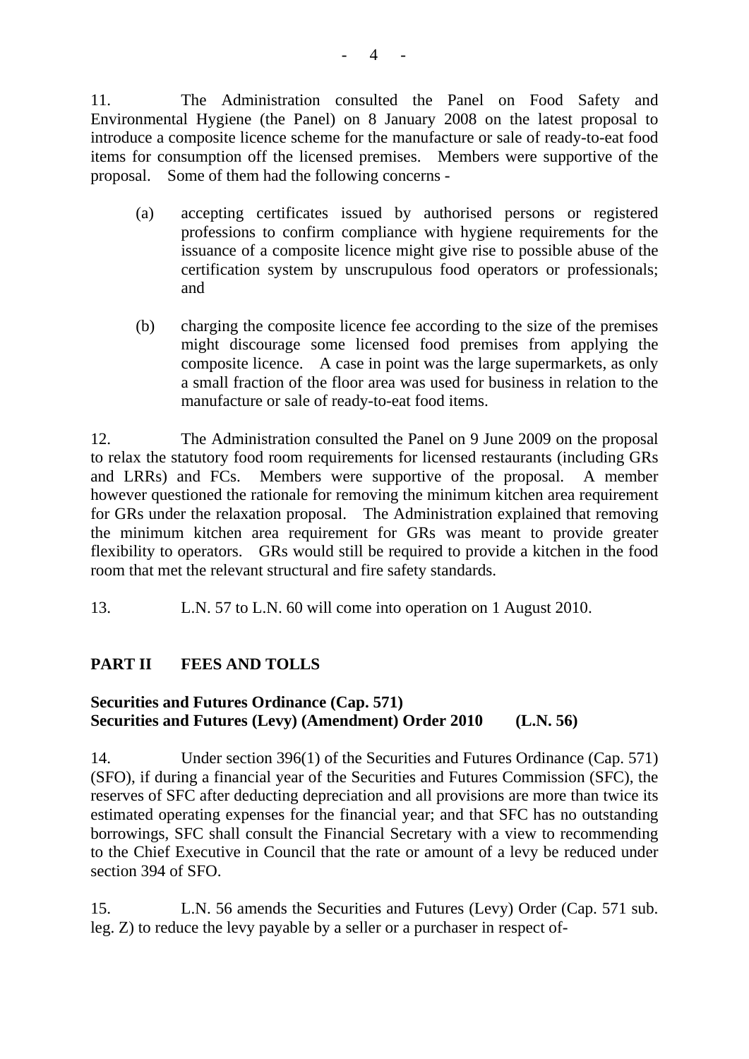11. The Administration consulted the Panel on Food Safety and Environmental Hygiene (the Panel) on 8 January 2008 on the latest proposal to introduce a composite licence scheme for the manufacture or sale of ready-to-eat food items for consumption off the licensed premises. Members were supportive of the proposal. Some of them had the following concerns -

(a) accepting certificates issued by authorised persons or registered professions to confirm compliance with hygiene requirements for the issuance of a composite licence might give rise to possible abuse of the certification system by unscrupulous food operators or professionals; and

(b) charging the composite licence fee according to the size of the premises might discourage some licensed food premises from applying the composite licence. A case in point was the large supermarkets, as only a small fraction of the floor area was used for business in relation to the manufacture or sale of ready-to-eat food items.

12. The Administration consulted the Panel on 9 June 2009 on the proposal to relax the statutory food room requirements for licensed restaurants (including GRs and LRRs) and FCs. Members were supportive of the proposal. A member however questioned the rationale for removing the minimum kitchen area requirement for GRs under the relaxation proposal. The Administration explained that removing the minimum kitchen area requirement for GRs was meant to provide greater flexibility to operators. GRs would still be required to provide a kitchen in the food room that met the relevant structural and fire safety standards.

13. L.N. 57 to L.N. 60 will come into operation on 1 August 2010.

## PART II FEES AND TOLLS

### Securities and Futures Ordinance (Cap. 571)
### Securities and Futures (Levy) (Amendment) Order 2010 (L.N. 56)

14. Under section 396(1) of the Securities and Futures Ordinance (Cap. 571) (SFO), if during a financial year of the Securities and Futures Commission (SFC), the reserves of SFC after deducting depreciation and all provisions are more than twice its estimated operating expenses for the financial year; and that SFC has no outstanding borrowings, SFC shall consult the Financial Secretary with a view to recommending to the Chief Executive in Council that the rate or amount of a levy be reduced under section 394 of SFO.

15. L.N. 56 amends the Securities and Futures (Levy) Order (Cap. 571 sub. leg. Z) to reduce the levy payable by a seller or a purchaser in respect of-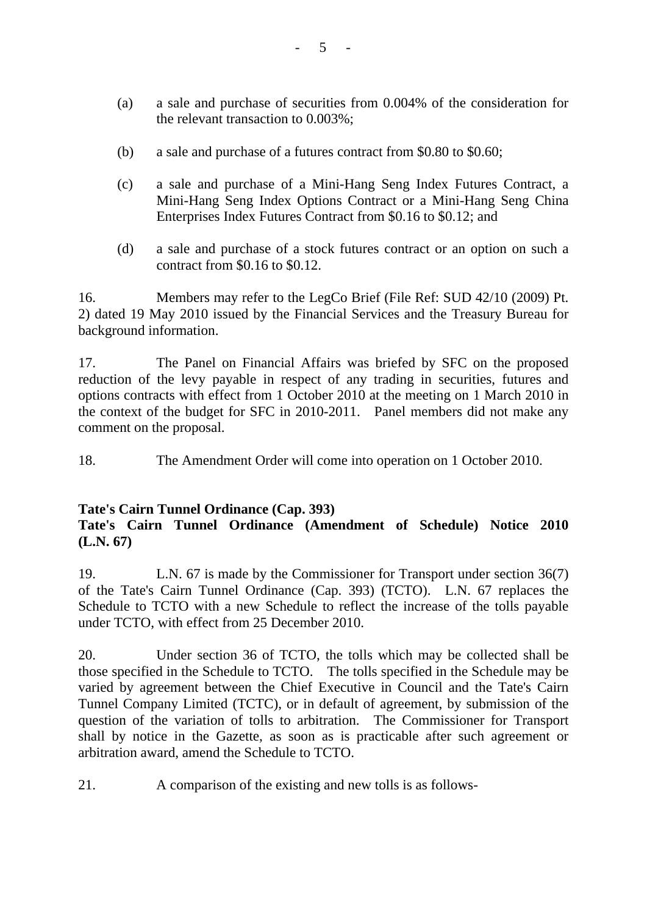(a) a sale and purchase of securities from 0.004% of the consideration for the relevant transaction to 0.003%;

(b) a sale and purchase of a futures contract from $0.80 to $0.60;

(c) a sale and purchase of a Mini-Hang Seng Index Futures Contract, a Mini-Hang Seng Index Options Contract or a Mini-Hang Seng China Enterprises Index Futures Contract from $0.16 to $0.12; and

(d) a sale and purchase of a stock futures contract or an option on such a contract from $0.16 to $0.12.

16. Members may refer to the LegCo Brief (File Ref: SUD 42/10 (2009) Pt. 2) dated 19 May 2010 issued by the Financial Services and the Treasury Bureau for background information.

17. The Panel on Financial Affairs was briefed by SFC on the proposed reduction of the levy payable in respect of any trading in securities, futures and options contracts with effect from 1 October 2010 at the meeting on 1 March 2010 in the context of the budget for SFC in 2010-2011. Panel members did not make any comment on the proposal.

18. The Amendment Order will come into operation on 1 October 2010.

**Tate's Cairn Tunnel Ordinance (Cap. 393)**
**Tate's Cairn Tunnel Ordinance (Amendment of Schedule) Notice 2010 (L.N. 67)**

19. L.N. 67 is made by the Commissioner for Transport under section 36(7) of the Tate's Cairn Tunnel Ordinance (Cap. 393) (TCTO). L.N. 67 replaces the Schedule to TCTO with a new Schedule to reflect the increase of the tolls payable under TCTO, with effect from 25 December 2010.

20. Under section 36 of TCTO, the tolls which may be collected shall be those specified in the Schedule to TCTO. The tolls specified in the Schedule may be varied by agreement between the Chief Executive in Council and the Tate's Cairn Tunnel Company Limited (TCTC), or in default of agreement, by submission of the question of the variation of tolls to arbitration. The Commissioner for Transport shall by notice in the Gazette, as soon as is practicable after such agreement or arbitration award, amend the Schedule to TCTO.

21. A comparison of the existing and new tolls is as follows-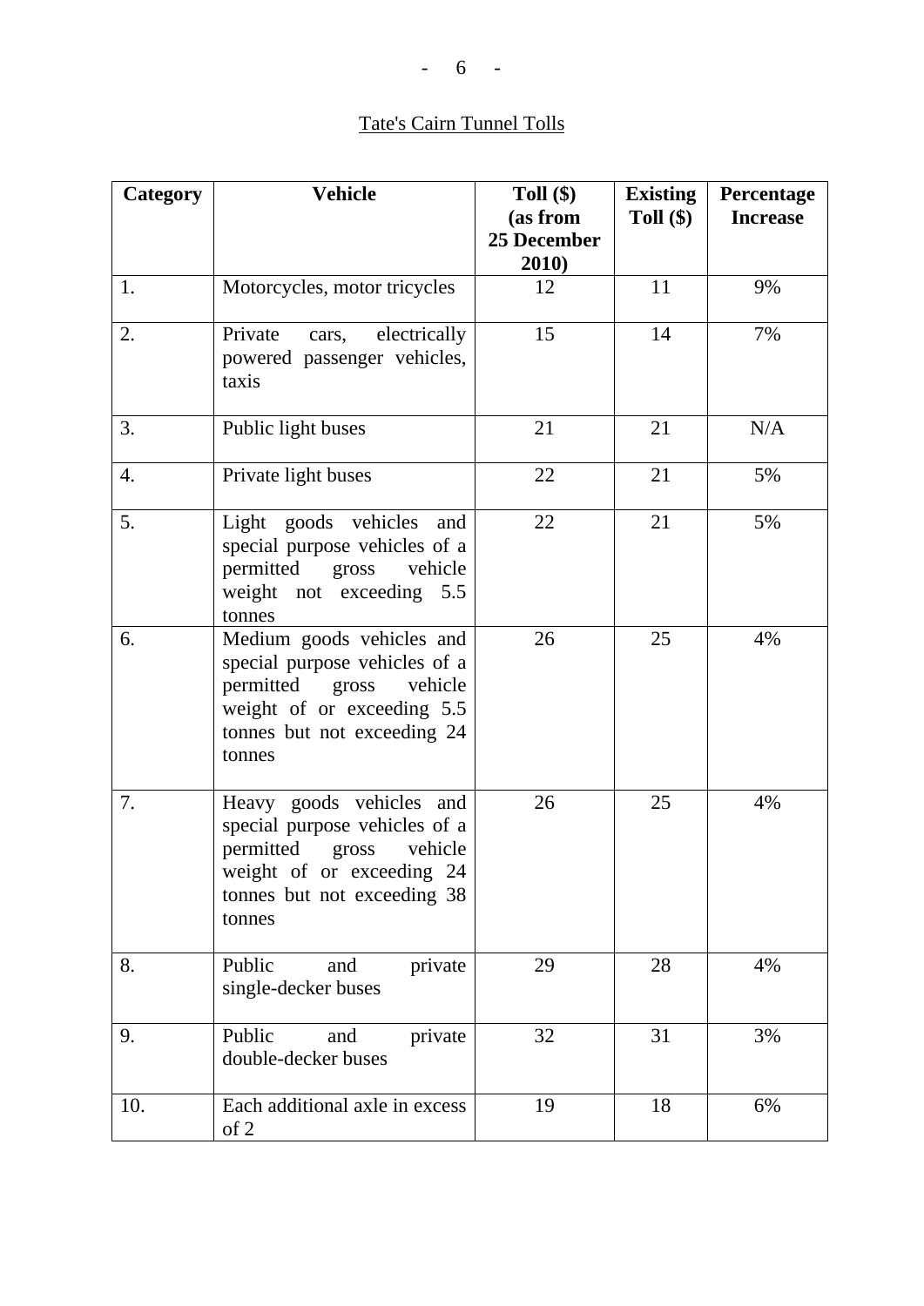Tate's Cairn Tunnel Tolls

| Category | Vehicle | Toll ($) (as from 25 December 2010) | Existing Toll ($) | Percentage Increase |
|---|---|---|---|---|
| 1. | Motorcycles, motor tricycles | 12 | 11 | 9% |
| 2. | Private cars, electrically powered passenger vehicles, taxis | 15 | 14 | 7% |
| 3. | Public light buses | 21 | 21 | N/A |
| 4. | Private light buses | 22 | 21 | 5% |
| 5. | Light goods vehicles and special purpose vehicles of a permitted gross vehicle weight not exceeding 5.5 tonnes | 22 | 21 | 5% |
| 6. | Medium goods vehicles and special purpose vehicles of a permitted gross vehicle weight of or exceeding 5.5 tonnes but not exceeding 24 tonnes | 26 | 25 | 4% |
| 7. | Heavy goods vehicles and special purpose vehicles of a permitted gross vehicle weight of or exceeding 24 tonnes but not exceeding 38 tonnes | 26 | 25 | 4% |
| 8. | Public and private single-decker buses | 29 | 28 | 4% |
| 9. | Public and private double-decker buses | 32 | 31 | 3% |
| 10. | Each additional axle in excess of 2 | 19 | 18 | 6% |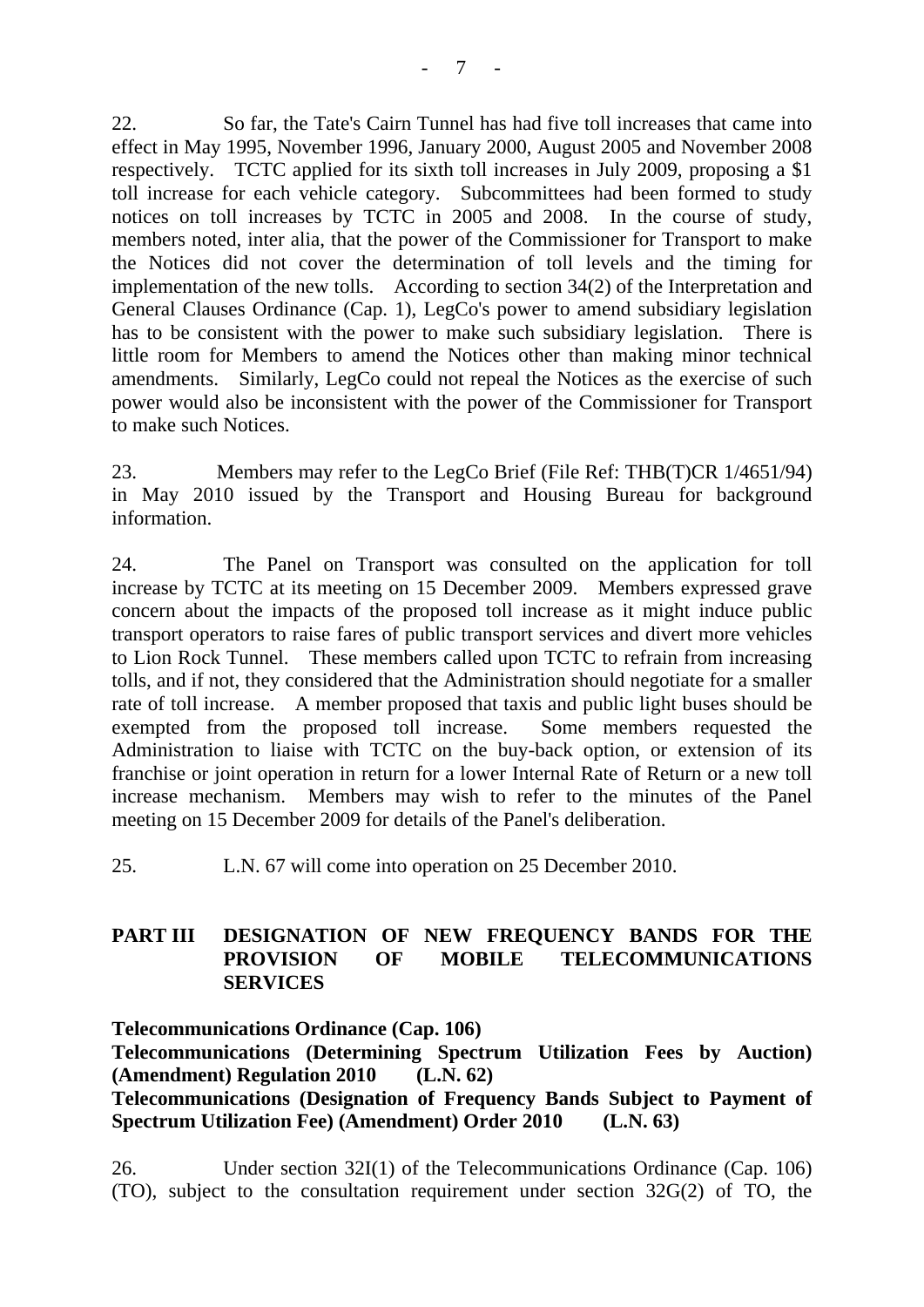22. So far, the Tate's Cairn Tunnel has had five toll increases that came into effect in May 1995, November 1996, January 2000, August 2005 and November 2008 respectively. TCTC applied for its sixth toll increases in July 2009, proposing a $1 toll increase for each vehicle category. Subcommittees had been formed to study notices on toll increases by TCTC in 2005 and 2008. In the course of study, members noted, inter alia, that the power of the Commissioner for Transport to make the Notices did not cover the determination of toll levels and the timing for implementation of the new tolls. According to section 34(2) of the Interpretation and General Clauses Ordinance (Cap. 1), LegCo's power to amend subsidiary legislation has to be consistent with the power to make such subsidiary legislation. There is little room for Members to amend the Notices other than making minor technical amendments. Similarly, LegCo could not repeal the Notices as the exercise of such power would also be inconsistent with the power of the Commissioner for Transport to make such Notices.

23. Members may refer to the LegCo Brief (File Ref: THB(T)CR 1/4651/94) in May 2010 issued by the Transport and Housing Bureau for background information.

24. The Panel on Transport was consulted on the application for toll increase by TCTC at its meeting on 15 December 2009. Members expressed grave concern about the impacts of the proposed toll increase as it might induce public transport operators to raise fares of public transport services and divert more vehicles to Lion Rock Tunnel. These members called upon TCTC to refrain from increasing tolls, and if not, they considered that the Administration should negotiate for a smaller rate of toll increase. A member proposed that taxis and public light buses should be exempted from the proposed toll increase. Some members requested the Administration to liaise with TCTC on the buy-back option, or extension of its franchise or joint operation in return for a lower Internal Rate of Return or a new toll increase mechanism. Members may wish to refer to the minutes of the Panel meeting on 15 December 2009 for details of the Panel's deliberation.

25. L.N. 67 will come into operation on 25 December 2010.

## PART III DESIGNATION OF NEW FREQUENCY BANDS FOR THE PROVISION OF MOBILE TELECOMMUNICATIONS SERVICES

**Telecommunications Ordinance (Cap. 106)**
**Telecommunications (Determining Spectrum Utilization Fees by Auction) (Amendment) Regulation 2010 (L.N. 62)**
**Telecommunications (Designation of Frequency Bands Subject to Payment of Spectrum Utilization Fee) (Amendment) Order 2010 (L.N. 63)**

26. Under section 32I(1) of the Telecommunications Ordinance (Cap. 106) (TO), subject to the consultation requirement under section 32G(2) of TO, the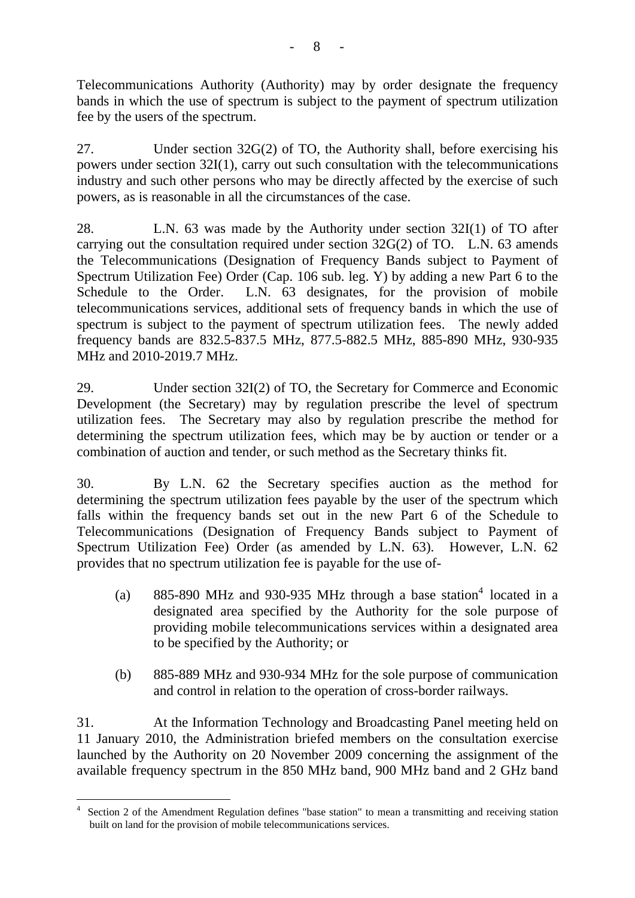Telecommunications Authority (Authority) may by order designate the frequency bands in which the use of spectrum is subject to the payment of spectrum utilization fee by the users of the spectrum.

27. Under section 32G(2) of TO, the Authority shall, before exercising his powers under section 32I(1), carry out such consultation with the telecommunications industry and such other persons who may be directly affected by the exercise of such powers, as is reasonable in all the circumstances of the case.

28. L.N. 63 was made by the Authority under section 32I(1) of TO after carrying out the consultation required under section 32G(2) of TO. L.N. 63 amends the Telecommunications (Designation of Frequency Bands subject to Payment of Spectrum Utilization Fee) Order (Cap. 106 sub. leg. Y) by adding a new Part 6 to the Schedule to the Order. L.N. 63 designates, for the provision of mobile telecommunications services, additional sets of frequency bands in which the use of spectrum is subject to the payment of spectrum utilization fees. The newly added frequency bands are 832.5-837.5 MHz, 877.5-882.5 MHz, 885-890 MHz, 930-935 MHz and 2010-2019.7 MHz.

29. Under section 32I(2) of TO, the Secretary for Commerce and Economic Development (the Secretary) may by regulation prescribe the level of spectrum utilization fees. The Secretary may also by regulation prescribe the method for determining the spectrum utilization fees, which may be by auction or tender or a combination of auction and tender, or such method as the Secretary thinks fit.

30. By L.N. 62 the Secretary specifies auction as the method for determining the spectrum utilization fees payable by the user of the spectrum which falls within the frequency bands set out in the new Part 6 of the Schedule to Telecommunications (Designation of Frequency Bands subject to Payment of Spectrum Utilization Fee) Order (as amended by L.N. 63). However, L.N. 62 provides that no spectrum utilization fee is payable for the use of-

(a) 885-890 MHz and 930-935 MHz through a base station[4] located in a designated area specified by the Authority for the sole purpose of providing mobile telecommunications services within a designated area to be specified by the Authority; or

(b) 885-889 MHz and 930-934 MHz for the sole purpose of communication and control in relation to the operation of cross-border railways.

31. At the Information Technology and Broadcasting Panel meeting held on 11 January 2010, the Administration briefed members on the consultation exercise launched by the Authority on 20 November 2009 concerning the assignment of the available frequency spectrum in the 850 MHz band, 900 MHz band and 2 GHz band

---

[4] Section 2 of the Amendment Regulation defines "base station" to mean a transmitting and receiving station built on land for the provision of mobile telecommunications services.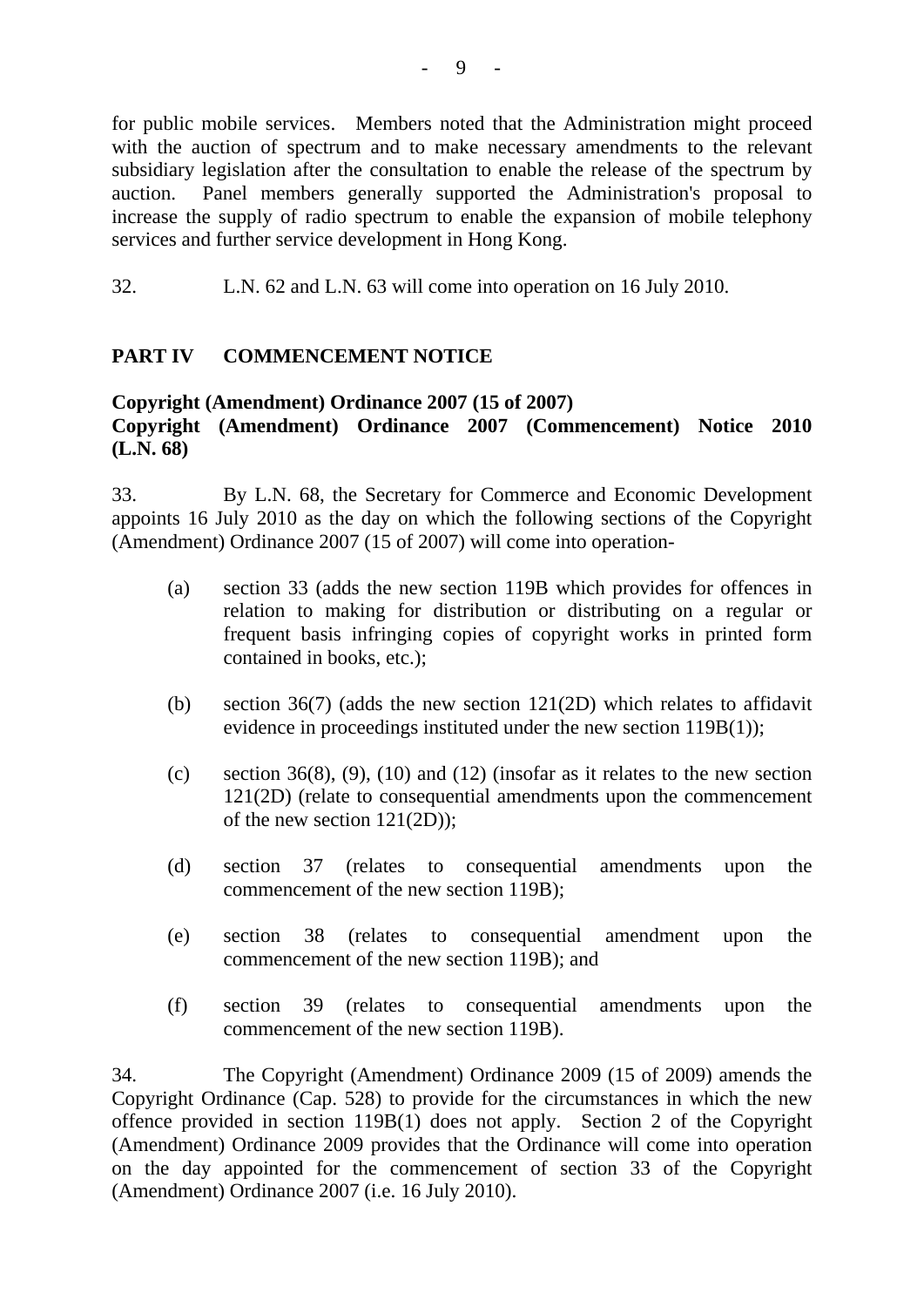for public mobile services. Members noted that the Administration might proceed with the auction of spectrum and to make necessary amendments to the relevant subsidiary legislation after the consultation to enable the release of the spectrum by auction. Panel members generally supported the Administration's proposal to increase the supply of radio spectrum to enable the expansion of mobile telephony services and further service development in Hong Kong.

32. L.N. 62 and L.N. 63 will come into operation on 16 July 2010.

## PART IV COMMENCEMENT NOTICE

### Copyright (Amendment) Ordinance 2007 (15 of 2007)
### Copyright (Amendment) Ordinance 2007 (Commencement) Notice 2010 (L.N. 68)

33. By L.N. 68, the Secretary for Commerce and Economic Development appoints 16 July 2010 as the day on which the following sections of the Copyright (Amendment) Ordinance 2007 (15 of 2007) will come into operation-

(a) section 33 (adds the new section 119B which provides for offences in relation to making for distribution or distributing on a regular or frequent basis infringing copies of copyright works in printed form contained in books, etc.);

(b) section 36(7) (adds the new section 121(2D) which relates to affidavit evidence in proceedings instituted under the new section 119B(1));

(c) section 36(8), (9), (10) and (12) (insofar as it relates to the new section 121(2D) (relate to consequential amendments upon the commencement of the new section 121(2D));

(d) section 37 (relates to consequential amendments upon the commencement of the new section 119B);

(e) section 38 (relates to consequential amendment upon the commencement of the new section 119B); and

(f) section 39 (relates to consequential amendments upon the commencement of the new section 119B).

34. The Copyright (Amendment) Ordinance 2009 (15 of 2009) amends the Copyright Ordinance (Cap. 528) to provide for the circumstances in which the new offence provided in section 119B(1) does not apply. Section 2 of the Copyright (Amendment) Ordinance 2009 provides that the Ordinance will come into operation on the day appointed for the commencement of section 33 of the Copyright (Amendment) Ordinance 2007 (i.e. 16 July 2010).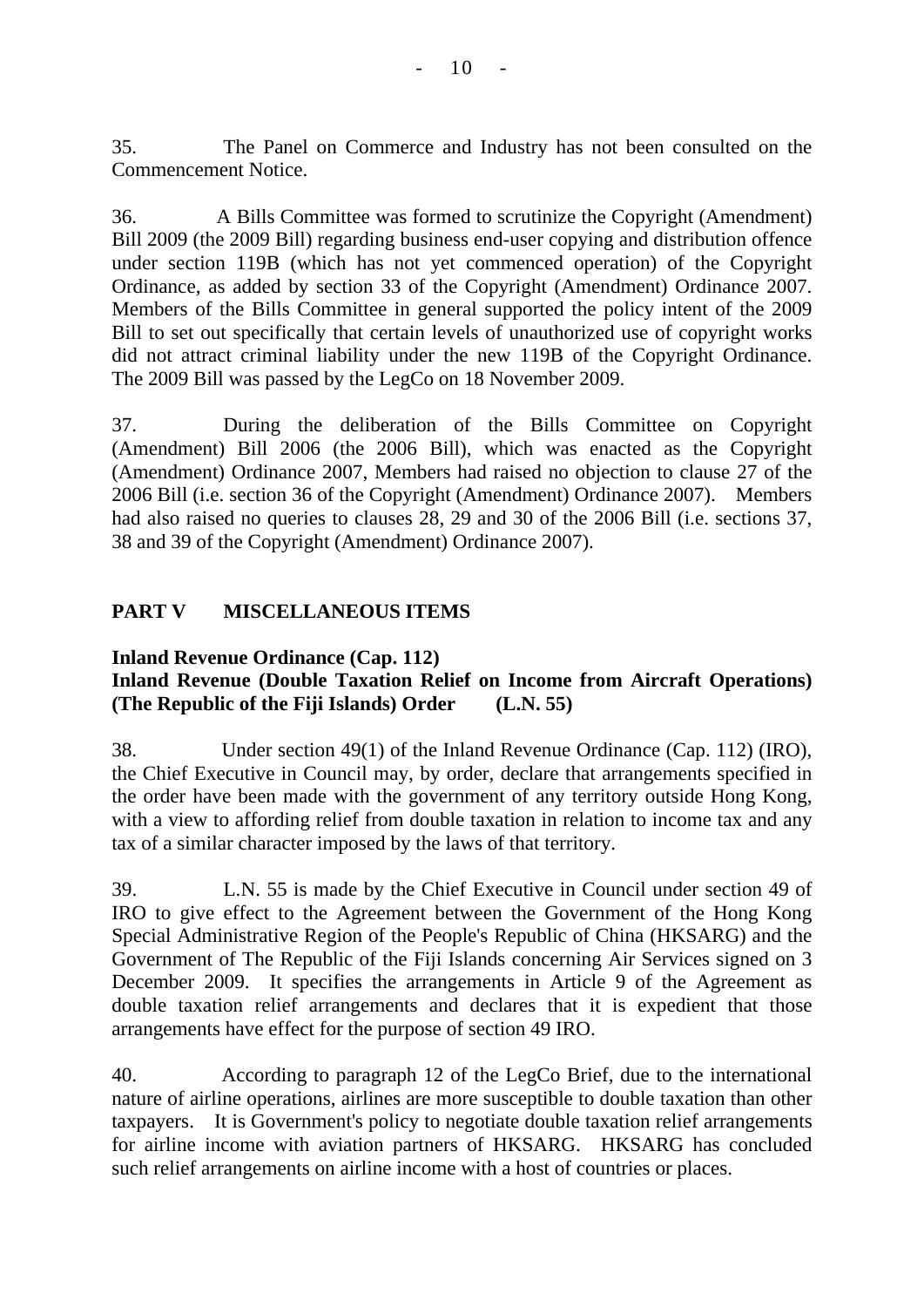35. The Panel on Commerce and Industry has not been consulted on the Commencement Notice.

36. A Bills Committee was formed to scrutinize the Copyright (Amendment) Bill 2009 (the 2009 Bill) regarding business end-user copying and distribution offence under section 119B (which has not yet commenced operation) of the Copyright Ordinance, as added by section 33 of the Copyright (Amendment) Ordinance 2007. Members of the Bills Committee in general supported the policy intent of the 2009 Bill to set out specifically that certain levels of unauthorized use of copyright works did not attract criminal liability under the new 119B of the Copyright Ordinance. The 2009 Bill was passed by the LegCo on 18 November 2009.

37. During the deliberation of the Bills Committee on Copyright (Amendment) Bill 2006 (the 2006 Bill), which was enacted as the Copyright (Amendment) Ordinance 2007, Members had raised no objection to clause 27 of the 2006 Bill (i.e. section 36 of the Copyright (Amendment) Ordinance 2007). Members had also raised no queries to clauses 28, 29 and 30 of the 2006 Bill (i.e. sections 37, 38 and 39 of the Copyright (Amendment) Ordinance 2007).

## PART V MISCELLANEOUS ITEMS

**Inland Revenue Ordinance (Cap. 112)**
**Inland Revenue (Double Taxation Relief on Income from Aircraft Operations) (The Republic of the Fiji Islands) Order (L.N. 55)**

38. Under section 49(1) of the Inland Revenue Ordinance (Cap. 112) (IRO), the Chief Executive in Council may, by order, declare that arrangements specified in the order have been made with the government of any territory outside Hong Kong, with a view to affording relief from double taxation in relation to income tax and any tax of a similar character imposed by the laws of that territory.

39. L.N. 55 is made by the Chief Executive in Council under section 49 of IRO to give effect to the Agreement between the Government of the Hong Kong Special Administrative Region of the People's Republic of China (HKSARG) and the Government of The Republic of the Fiji Islands concerning Air Services signed on 3 December 2009. It specifies the arrangements in Article 9 of the Agreement as double taxation relief arrangements and declares that it is expedient that those arrangements have effect for the purpose of section 49 IRO.

40. According to paragraph 12 of the LegCo Brief, due to the international nature of airline operations, airlines are more susceptible to double taxation than other taxpayers. It is Government's policy to negotiate double taxation relief arrangements for airline income with aviation partners of HKSARG. HKSARG has concluded such relief arrangements on airline income with a host of countries or places.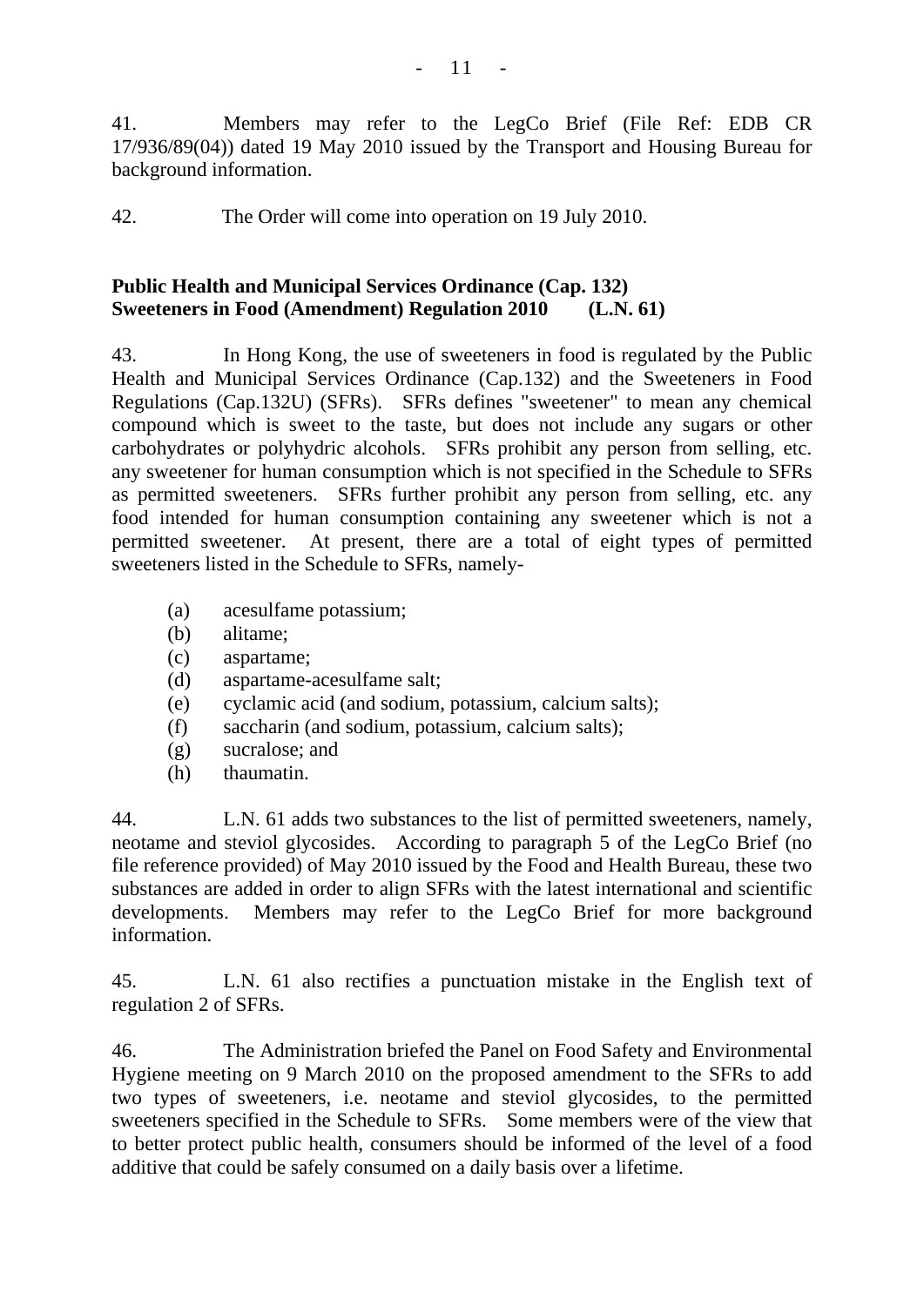41. Members may refer to the LegCo Brief (File Ref: EDB CR 17/936/89(04)) dated 19 May 2010 issued by the Transport and Housing Bureau for background information.

42. The Order will come into operation on 19 July 2010.

**Public Health and Municipal Services Ordinance (Cap. 132)**
**Sweeteners in Food (Amendment) Regulation 2010 (L.N. 61)**

43. In Hong Kong, the use of sweeteners in food is regulated by the Public Health and Municipal Services Ordinance (Cap.132) and the Sweeteners in Food Regulations (Cap.132U) (SFRs). SFRs defines "sweetener" to mean any chemical compound which is sweet to the taste, but does not include any sugars or other carbohydrates or polyhydric alcohols. SFRs prohibit any person from selling, etc. any sweetener for human consumption which is not specified in the Schedule to SFRs as permitted sweeteners. SFRs further prohibit any person from selling, etc. any food intended for human consumption containing any sweetener which is not a permitted sweetener. At present, there are a total of eight types of permitted sweeteners listed in the Schedule to SFRs, namely-

- (a) acesulfame potassium;
- (b) alitame;
- (c) aspartame;
- (d) aspartame-acesulfame salt;
- (e) cyclamic acid (and sodium, potassium, calcium salts);
- (f) saccharin (and sodium, potassium, calcium salts);
- (g) sucralose; and
- (h) thaumatin.

44. L.N. 61 adds two substances to the list of permitted sweeteners, namely, neotame and steviol glycosides. According to paragraph 5 of the LegCo Brief (no file reference provided) of May 2010 issued by the Food and Health Bureau, these two substances are added in order to align SFRs with the latest international and scientific developments. Members may refer to the LegCo Brief for more background information.

45. L.N. 61 also rectifies a punctuation mistake in the English text of regulation 2 of SFRs.

46. The Administration briefed the Panel on Food Safety and Environmental Hygiene meeting on 9 March 2010 on the proposed amendment to the SFRs to add two types of sweeteners, i.e. neotame and steviol glycosides, to the permitted sweeteners specified in the Schedule to SFRs. Some members were of the view that to better protect public health, consumers should be informed of the level of a food additive that could be safely consumed on a daily basis over a lifetime.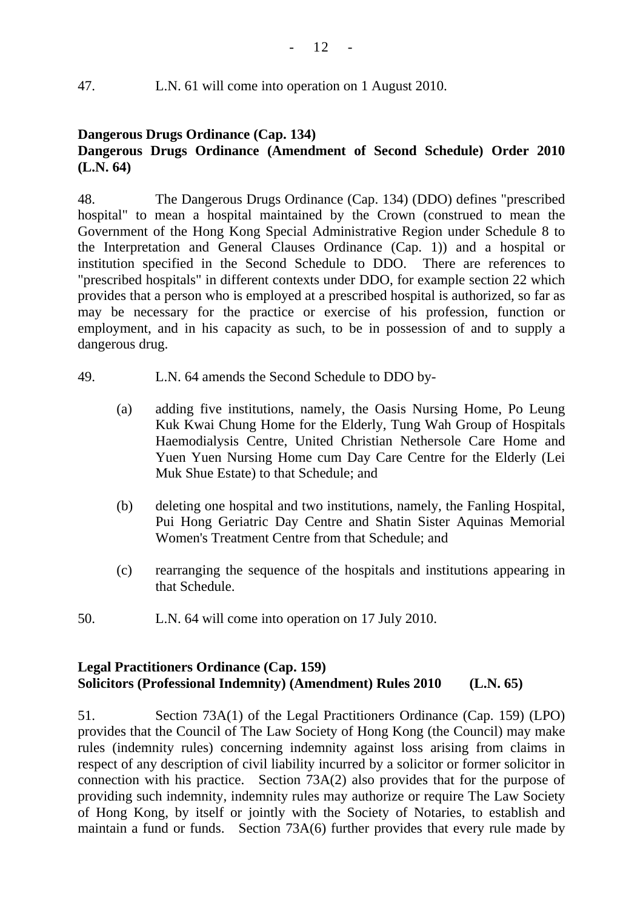47. L.N. 61 will come into operation on 1 August 2010.

**Dangerous Drugs Ordinance (Cap. 134)**
**Dangerous Drugs Ordinance (Amendment of Second Schedule) Order 2010 (L.N. 64)**

48. The Dangerous Drugs Ordinance (Cap. 134) (DDO) defines "prescribed hospital" to mean a hospital maintained by the Crown (construed to mean the Government of the Hong Kong Special Administrative Region under Schedule 8 to the Interpretation and General Clauses Ordinance (Cap. 1)) and a hospital or institution specified in the Second Schedule to DDO. There are references to "prescribed hospitals" in different contexts under DDO, for example section 22 which provides that a person who is employed at a prescribed hospital is authorized, so far as may be necessary for the practice or exercise of his profession, function or employment, and in his capacity as such, to be in possession of and to supply a dangerous drug.

49. L.N. 64 amends the Second Schedule to DDO by-

(a) adding five institutions, namely, the Oasis Nursing Home, Po Leung Kuk Kwai Chung Home for the Elderly, Tung Wah Group of Hospitals Haemodialysis Centre, United Christian Nethersole Care Home and Yuen Yuen Nursing Home cum Day Care Centre for the Elderly (Lei Muk Shue Estate) to that Schedule; and

(b) deleting one hospital and two institutions, namely, the Fanling Hospital, Pui Hong Geriatric Day Centre and Shatin Sister Aquinas Memorial Women's Treatment Centre from that Schedule; and

(c) rearranging the sequence of the hospitals and institutions appearing in that Schedule.

50. L.N. 64 will come into operation on 17 July 2010.

**Legal Practitioners Ordinance (Cap. 159)**
**Solicitors (Professional Indemnity) (Amendment) Rules 2010 (L.N. 65)**

51. Section 73A(1) of the Legal Practitioners Ordinance (Cap. 159) (LPO) provides that the Council of The Law Society of Hong Kong (the Council) may make rules (indemnity rules) concerning indemnity against loss arising from claims in respect of any description of civil liability incurred by a solicitor or former solicitor in connection with his practice. Section 73A(2) also provides that for the purpose of providing such indemnity, indemnity rules may authorize or require The Law Society of Hong Kong, by itself or jointly with the Society of Notaries, to establish and maintain a fund or funds. Section 73A(6) further provides that every rule made by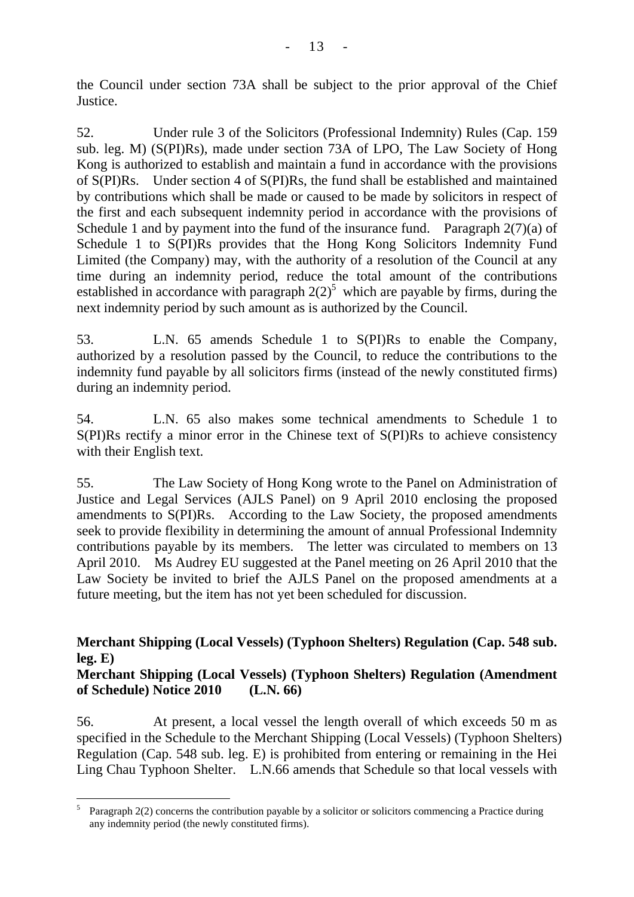the Council under section 73A shall be subject to the prior approval of the Chief Justice.

52. Under rule 3 of the Solicitors (Professional Indemnity) Rules (Cap. 159 sub. leg. M) (S(PI)Rs), made under section 73A of LPO, The Law Society of Hong Kong is authorized to establish and maintain a fund in accordance with the provisions of S(PI)Rs. Under section 4 of S(PI)Rs, the fund shall be established and maintained by contributions which shall be made or caused to be made by solicitors in respect of the first and each subsequent indemnity period in accordance with the provisions of Schedule 1 and by payment into the fund of the insurance fund. Paragraph 2(7)(a) of Schedule 1 to S(PI)Rs provides that the Hong Kong Solicitors Indemnity Fund Limited (the Company) may, with the authority of a resolution of the Council at any time during an indemnity period, reduce the total amount of the contributions established in accordance with paragraph 2(2)[5] which are payable by firms, during the next indemnity period by such amount as is authorized by the Council.

53. L.N. 65 amends Schedule 1 to S(PI)Rs to enable the Company, authorized by a resolution passed by the Council, to reduce the contributions to the indemnity fund payable by all solicitors firms (instead of the newly constituted firms) during an indemnity period.

54. L.N. 65 also makes some technical amendments to Schedule 1 to S(PI)Rs rectify a minor error in the Chinese text of S(PI)Rs to achieve consistency with their English text.

55. The Law Society of Hong Kong wrote to the Panel on Administration of Justice and Legal Services (AJLS Panel) on 9 April 2010 enclosing the proposed amendments to S(PI)Rs. According to the Law Society, the proposed amendments seek to provide flexibility in determining the amount of annual Professional Indemnity contributions payable by its members. The letter was circulated to members on 13 April 2010. Ms Audrey EU suggested at the Panel meeting on 26 April 2010 that the Law Society be invited to brief the AJLS Panel on the proposed amendments at a future meeting, but the item has not yet been scheduled for discussion.

**Merchant Shipping (Local Vessels) (Typhoon Shelters) Regulation (Cap. 548 sub. leg. E)**
**Merchant Shipping (Local Vessels) (Typhoon Shelters) Regulation (Amendment of Schedule) Notice 2010 (L.N. 66)**

56. At present, a local vessel the length overall of which exceeds 50 m as specified in the Schedule to the Merchant Shipping (Local Vessels) (Typhoon Shelters) Regulation (Cap. 548 sub. leg. E) is prohibited from entering or remaining in the Hei Ling Chau Typhoon Shelter. L.N.66 amends that Schedule so that local vessels with

[5] Paragraph 2(2) concerns the contribution payable by a solicitor or solicitors commencing a Practice during any indemnity period (the newly constituted firms).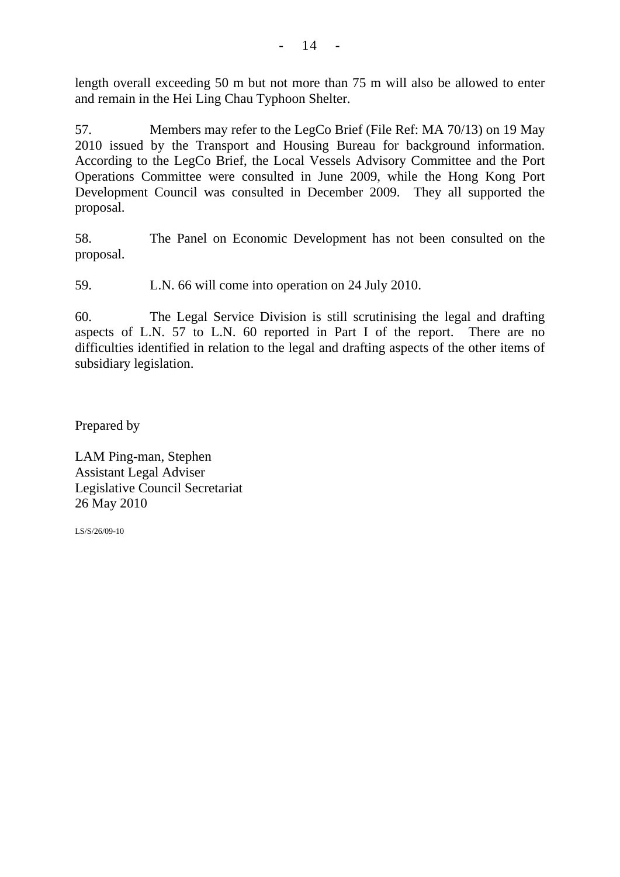length overall exceeding 50 m but not more than 75 m will also be allowed to enter and remain in the Hei Ling Chau Typhoon Shelter.

57. Members may refer to the LegCo Brief (File Ref: MA 70/13) on 19 May 2010 issued by the Transport and Housing Bureau for background information. According to the LegCo Brief, the Local Vessels Advisory Committee and the Port Operations Committee were consulted in June 2009, while the Hong Kong Port Development Council was consulted in December 2009. They all supported the proposal.

58. The Panel on Economic Development has not been consulted on the proposal.

59. L.N. 66 will come into operation on 24 July 2010.

60. The Legal Service Division is still scrutinising the legal and drafting aspects of L.N. 57 to L.N. 60 reported in Part I of the report. There are no difficulties identified in relation to the legal and drafting aspects of the other items of subsidiary legislation.

Prepared by

LAM Ping-man, Stephen
Assistant Legal Adviser
Legislative Council Secretariat
26 May 2010

LS/S/26/09-10